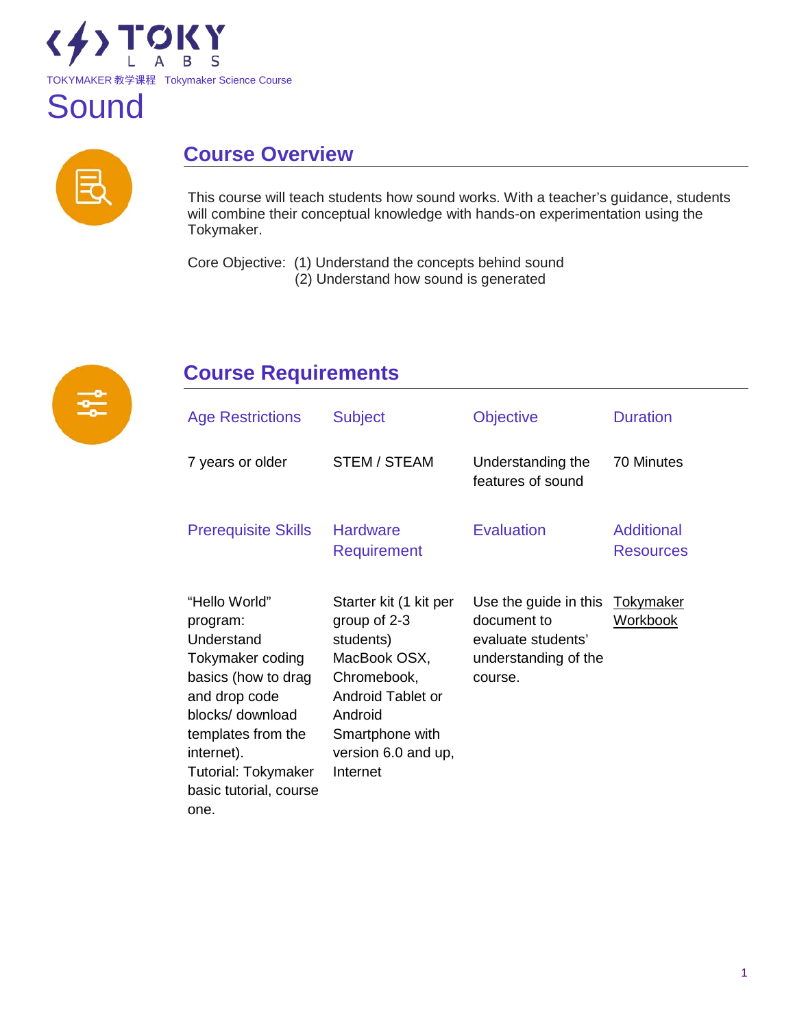TOKYMAKER 教学课程 Tokymaker Science Course

# Sound

## Course Overview

This course will teach students how sound works. With a teacher's guidance, students will combine their conceptual knowledge with hands-on experimentation using the Tokymaker.

Core Objective: (1) Understand the concepts behind sound
(2) Understand how sound is generated

## Course Requirements

| Age Restrictions | Subject | Objective | Duration |
| --- | --- | --- | --- |
| 7 years or older | STEM / STEAM | Understanding the features of sound | 70 Minutes |
| **Prerequisite Skills** | **Hardware Requirement** | **Evaluation** | **Additional Resources** |
| "Hello World" program: Understand Tokymaker coding basics (how to drag and drop code blocks/ download templates from the internet). Tutorial: Tokymaker basic tutorial, course one. | Starter kit (1 kit per group of 2-3 students) MacBook OSX, Chromebook, Android Tablet or Android Smartphone with version 6.0 and up, Internet | Use the guide in this document to evaluate students' understanding of the course. | Tokymaker Workbook |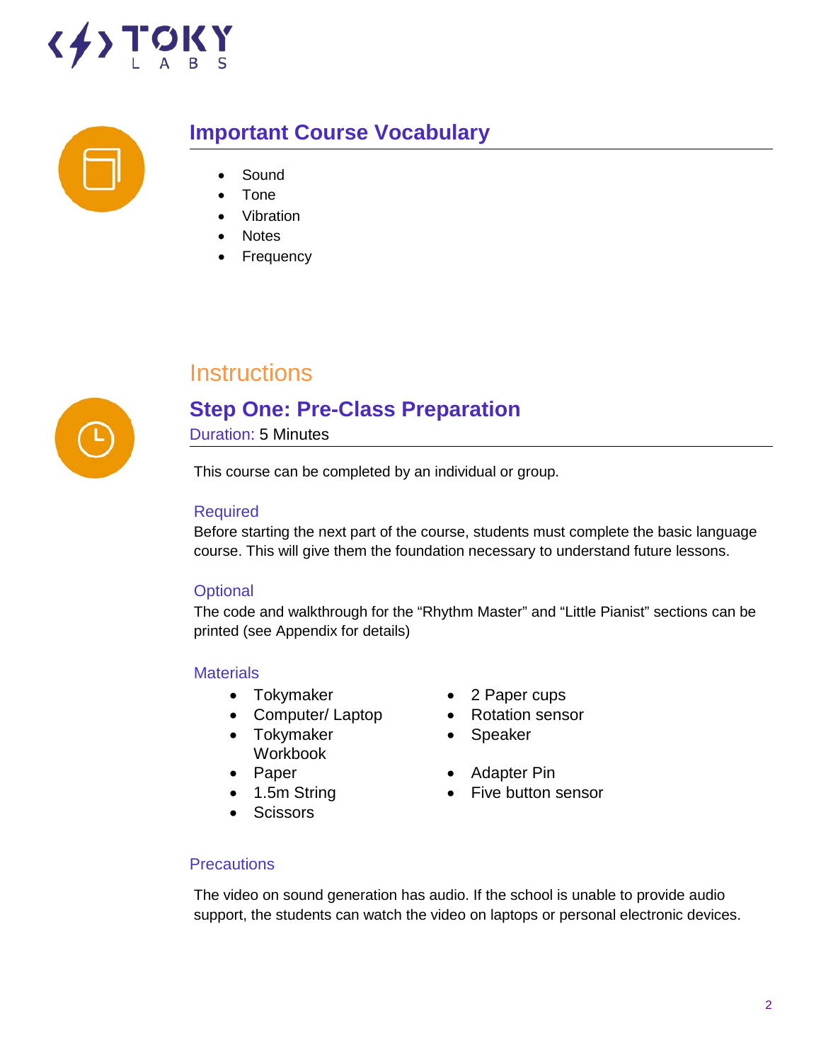## Important Course Vocabulary

- Sound
- Tone
- Vibration
- Notes
- Frequency

# Instructions

## Step One: Pre-Class Preparation

Duration: 5 Minutes

This course can be completed by an individual or group.

### Required

Before starting the next part of the course, students must complete the basic language course. This will give them the foundation necessary to understand future lessons.

### Optional

The code and walkthrough for the “Rhythm Master” and “Little Pianist” sections can be printed (see Appendix for details)

### Materials

- Tokymaker
- Computer/ Laptop
- Tokymaker Workbook
- Paper
- 1.5m String
- Scissors
- 2 Paper cups
- Rotation sensor
- Speaker
- Adapter Pin
- Five button sensor

### Precautions

The video on sound generation has audio. If the school is unable to provide audio support, the students can watch the video on laptops or personal electronic devices.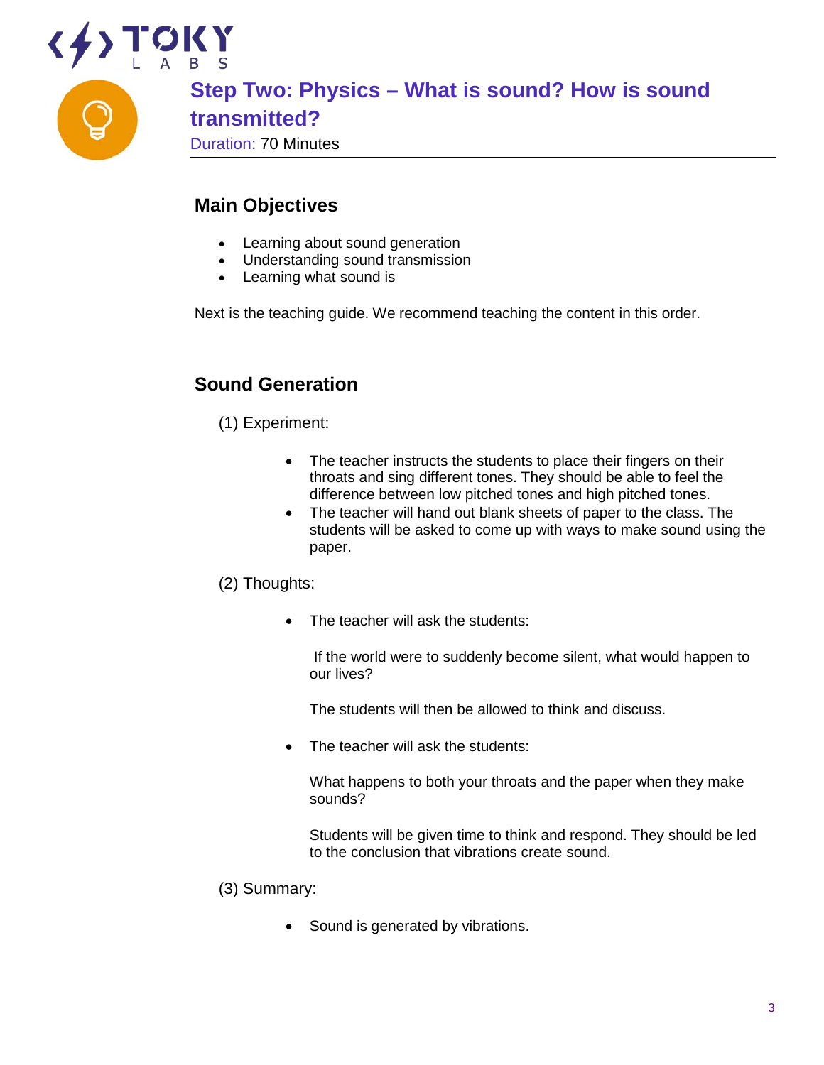## Step Two: Physics – What is sound? How is sound transmitted?

Duration: 70 Minutes

### Main Objectives

- Learning about sound generation
- Understanding sound transmission
- Learning what sound is

Next is the teaching guide. We recommend teaching the content in this order.

### Sound Generation

(1) Experiment:

- The teacher instructs the students to place their fingers on their throats and sing different tones. They should be able to feel the difference between low pitched tones and high pitched tones.
- The teacher will hand out blank sheets of paper to the class. The students will be asked to come up with ways to make sound using the paper.

(2) Thoughts:

- The teacher will ask the students:

  If the world were to suddenly become silent, what would happen to our lives?

  The students will then be allowed to think and discuss.

- The teacher will ask the students:

  What happens to both your throats and the paper when they make sounds?

  Students will be given time to think and respond. They should be led to the conclusion that vibrations create sound.

(3) Summary:

- Sound is generated by vibrations.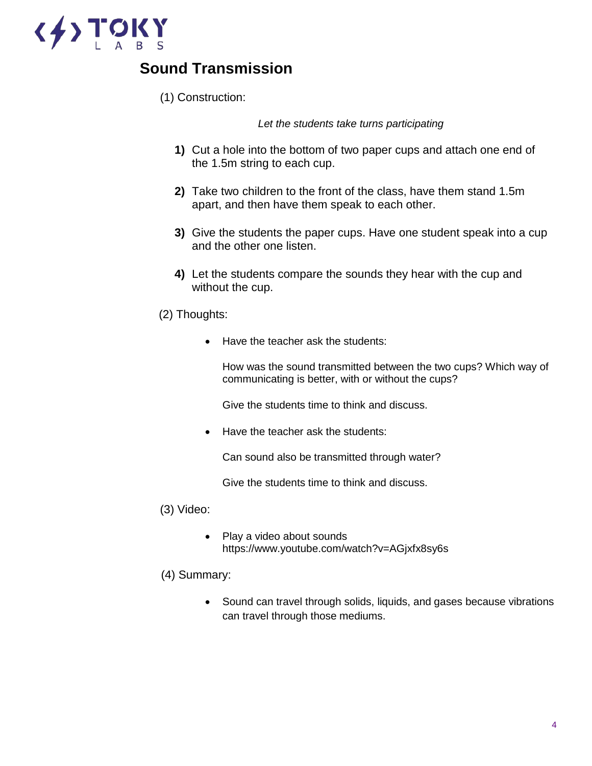## Sound Transmission

(1) Construction:

*Let the students take turns participating*

**1)** Cut a hole into the bottom of two paper cups and attach one end of the 1.5m string to each cup.

**2)** Take two children to the front of the class, have them stand 1.5m apart, and then have them speak to each other.

**3)** Give the students the paper cups. Have one student speak into a cup and the other one listen.

**4)** Let the students compare the sounds they hear with the cup and without the cup.

(2) Thoughts:

- Have the teacher ask the students:

  How was the sound transmitted between the two cups? Which way of communicating is better, with or without the cups?

  Give the students time to think and discuss.

- Have the teacher ask the students:

  Can sound also be transmitted through water?

  Give the students time to think and discuss.

(3) Video:

- Play a video about sounds
  https://www.youtube.com/watch?v=AGjxfx8sy6s

(4) Summary:

- Sound can travel through solids, liquids, and gases because vibrations can travel through those mediums.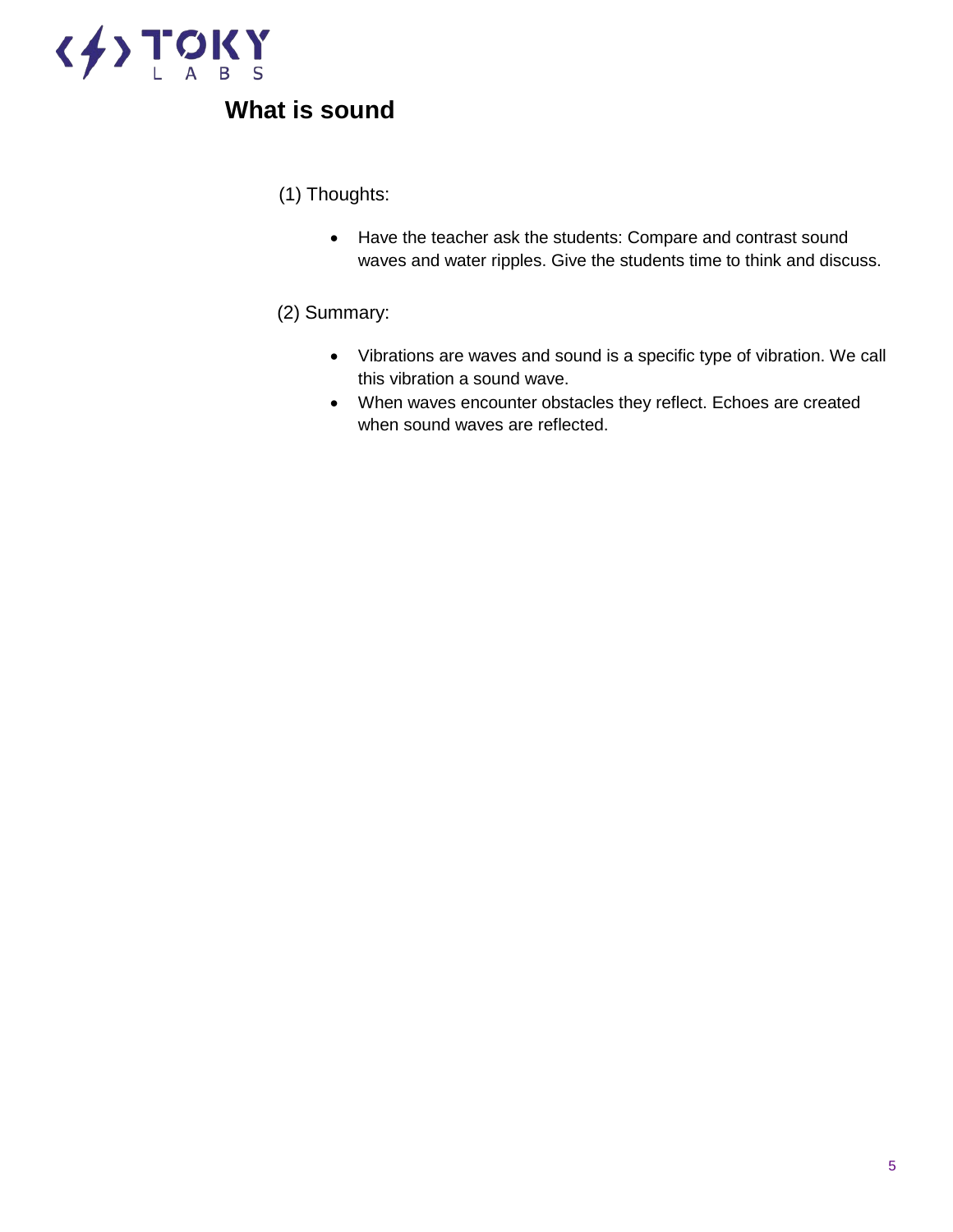## What is sound

(1) Thoughts:

- Have the teacher ask the students: Compare and contrast sound waves and water ripples. Give the students time to think and discuss.

(2) Summary:

- Vibrations are waves and sound is a specific type of vibration. We call this vibration a sound wave.
- When waves encounter obstacles they reflect. Echoes are created when sound waves are reflected.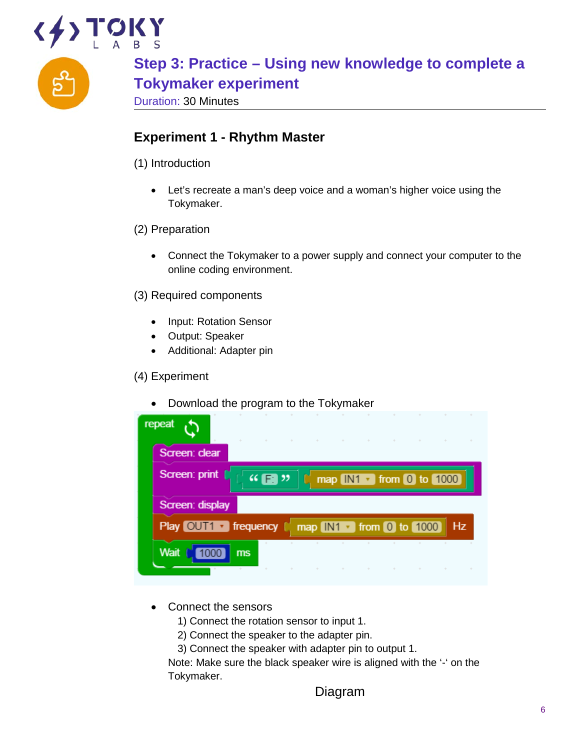## Step 3: Practice – Using new knowledge to complete a Tokymaker experiment

Duration: 30 Minutes

### Experiment 1 - Rhythm Master

(1) Introduction

- Let's recreate a man's deep voice and a woman's higher voice using the Tokymaker.

(2) Preparation

- Connect the Tokymaker to a power supply and connect your computer to the online coding environment.

(3) Required components

- Input: Rotation Sensor
- Output: Speaker
- Additional: Adapter pin

(4) Experiment

- Download the program to the Tokymaker

```
repeat
    Screen: clear
    Screen: print  " F: "  map IN1 from 0 to 1000
    Screen: display
    Play OUT1 frequency  map IN1 from 0 to 1000  Hz
    Wait 1000 ms
```

- Connect the sensors
  1) Connect the rotation sensor to input 1.
  2) Connect the speaker to the adapter pin.
  3) Connect the speaker with adapter pin to output 1.

  Note: Make sure the black speaker wire is aligned with the '-' on the Tokymaker.

Diagram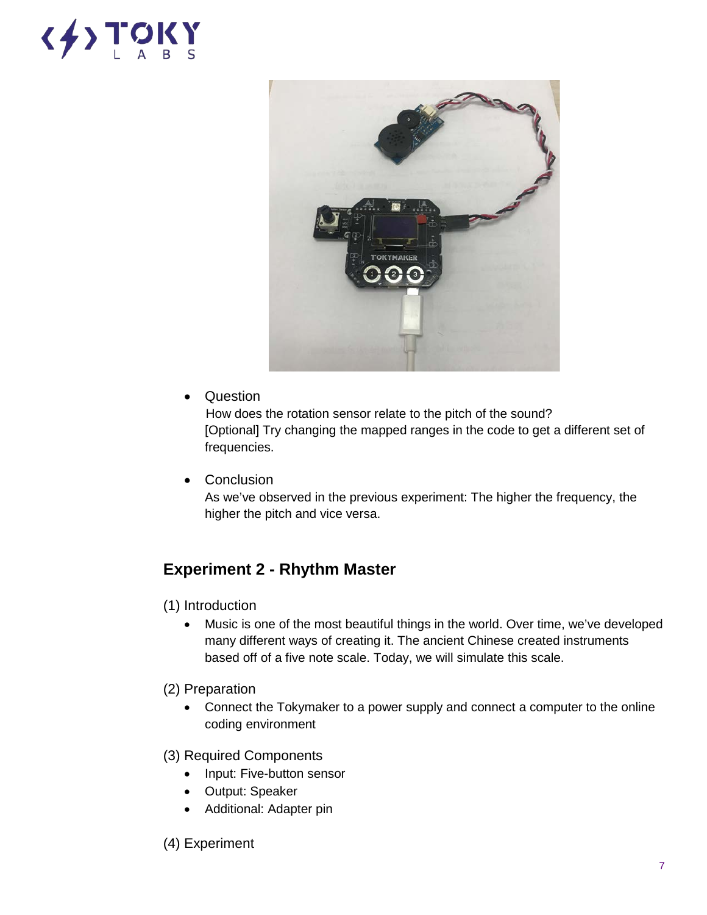- Question
  How does the rotation sensor relate to the pitch of the sound?
  [Optional] Try changing the mapped ranges in the code to get a different set of frequencies.

- Conclusion
  As we've observed in the previous experiment: The higher the frequency, the higher the pitch and vice versa.

## Experiment 2 - Rhythm Master

(1) Introduction

- Music is one of the most beautiful things in the world. Over time, we've developed many different ways of creating it. The ancient Chinese created instruments based off of a five note scale. Today, we will simulate this scale.

(2) Preparation

- Connect the Tokymaker to a power supply and connect a computer to the online coding environment

(3) Required Components

- Input: Five-button sensor
- Output: Speaker
- Additional: Adapter pin

(4) Experiment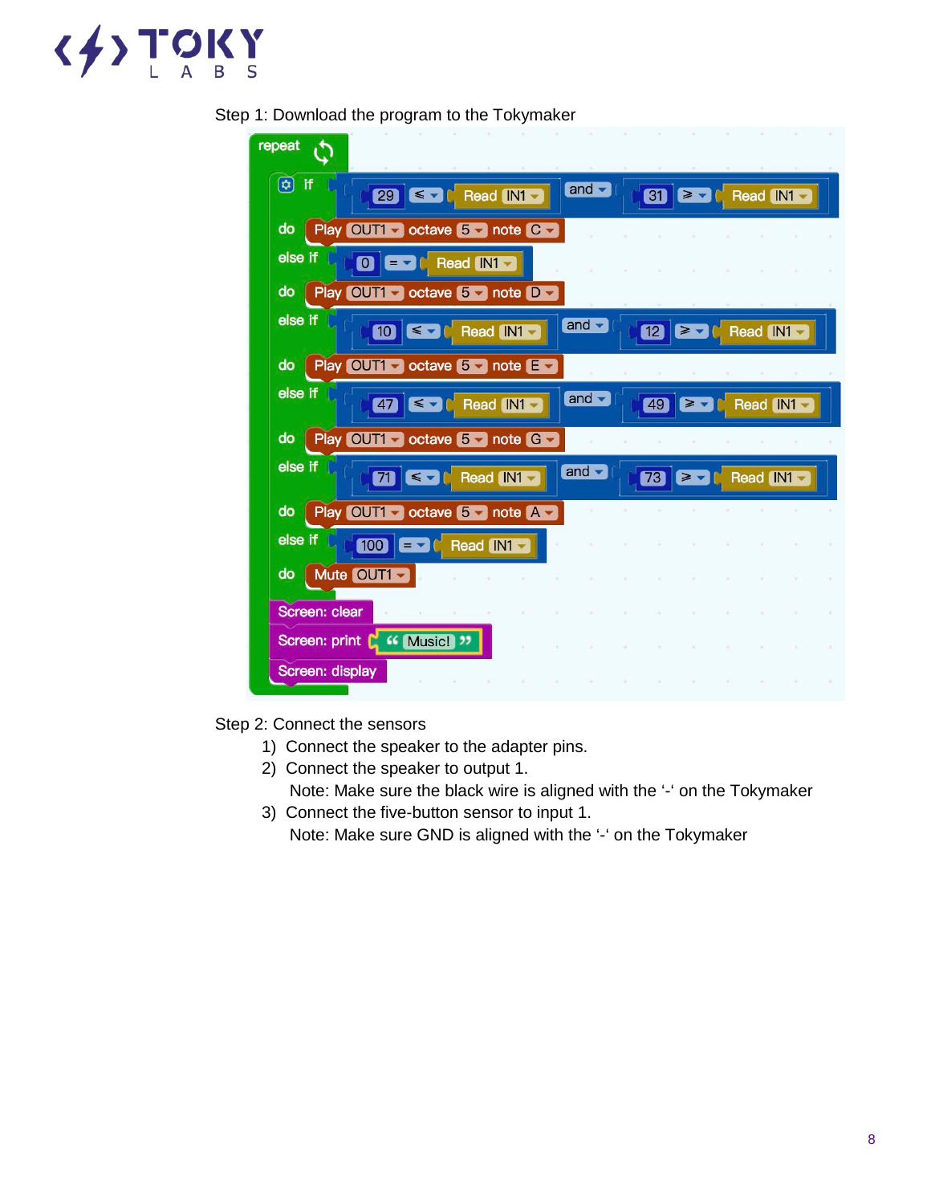Step 1: Download the program to the Tokymaker

```
repeat
  if (29 ≤ Read IN1) and (31 ≥ Read IN1)
  do Play OUT1 octave 5 note C
  else if (0 = Read IN1)
  do Play OUT1 octave 5 note D
  else if (10 ≤ Read IN1) and (12 ≥ Read IN1)
  do Play OUT1 octave 5 note E
  else if (47 ≤ Read IN1) and (49 ≥ Read IN1)
  do Play OUT1 octave 5 note G
  else if (71 ≤ Read IN1) and (73 ≥ Read IN1)
  do Play OUT1 octave 5 note A
  else if (100 = Read IN1)
  do Mute OUT1
  Screen: clear
  Screen: print "Music!"
  Screen: display
```

Step 2: Connect the sensors

1) Connect the speaker to the adapter pins.
2) Connect the speaker to output 1.
   Note: Make sure the black wire is aligned with the '-' on the Tokymaker
3) Connect the five-button sensor to input 1.
   Note: Make sure GND is aligned with the '-' on the Tokymaker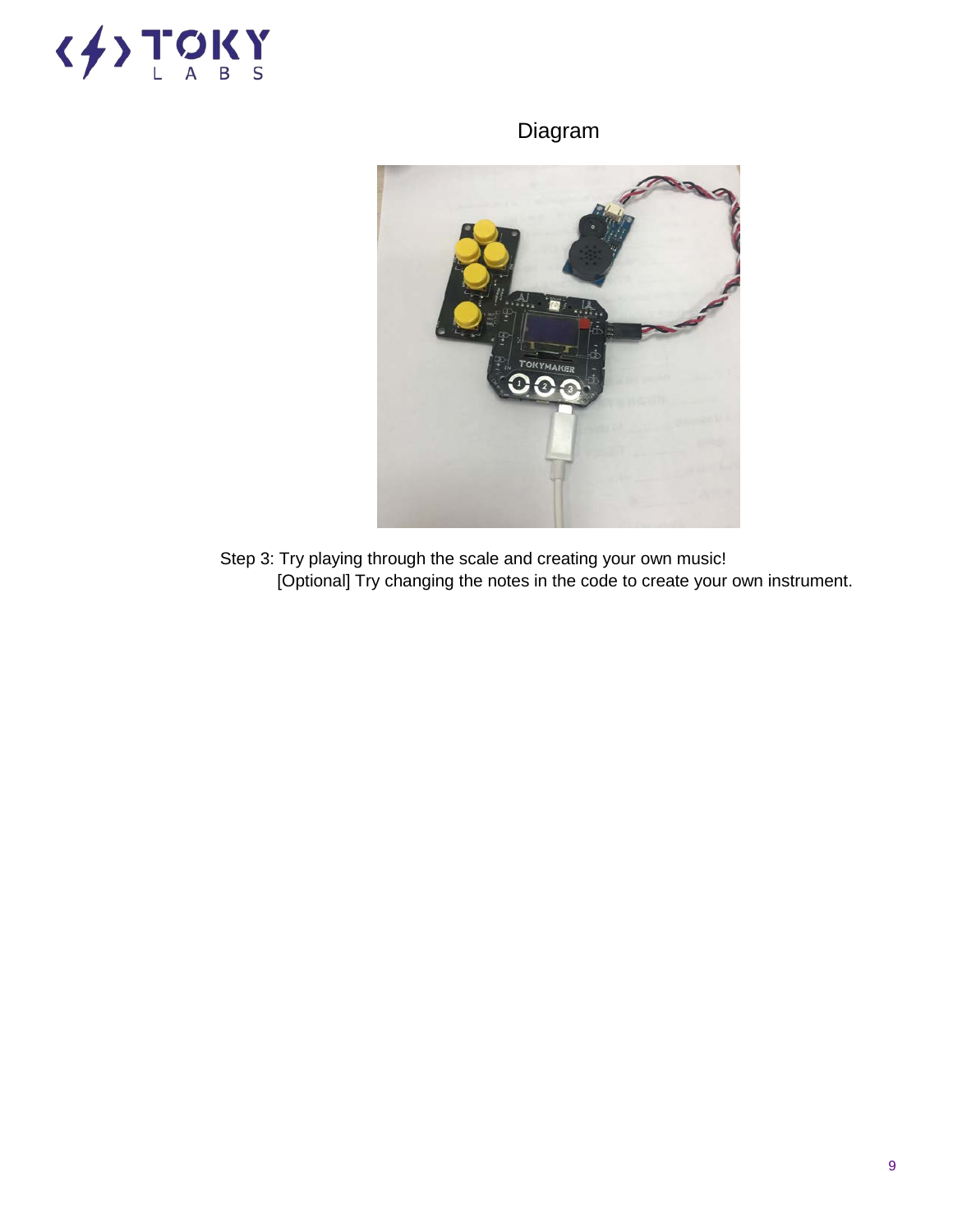Diagram

Step 3: Try playing through the scale and creating your own music!
[Optional] Try changing the notes in the code to create your own instrument.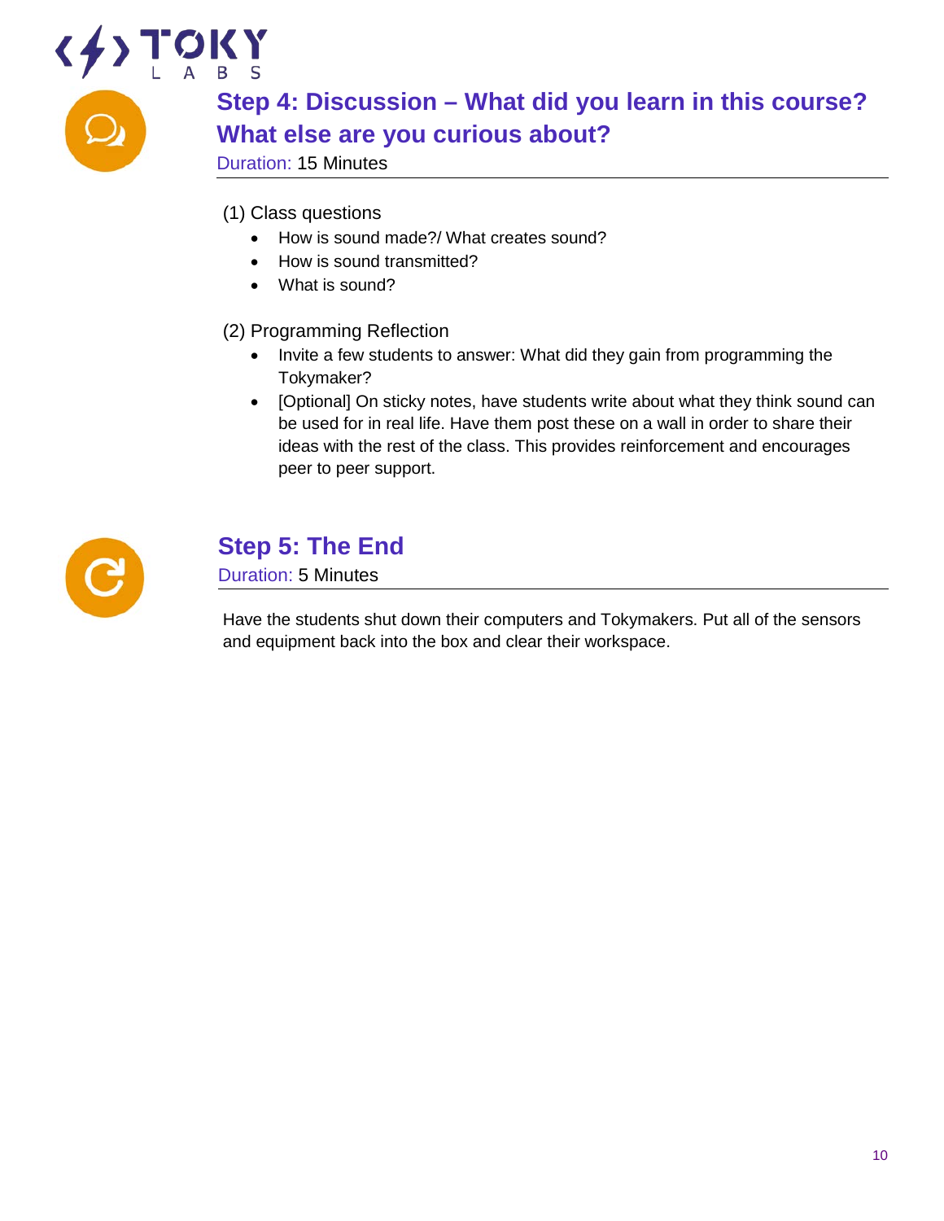## Step 4: Discussion – What did you learn in this course? What else are you curious about?

Duration: 15 Minutes

(1) Class questions

- How is sound made?/ What creates sound?
- How is sound transmitted?
- What is sound?

(2) Programming Reflection

- Invite a few students to answer: What did they gain from programming the Tokymaker?
- [Optional] On sticky notes, have students write about what they think sound can be used for in real life. Have them post these on a wall in order to share their ideas with the rest of the class. This provides reinforcement and encourages peer to peer support.

## Step 5: The End

Duration: 5 Minutes

Have the students shut down their computers and Tokymakers. Put all of the sensors and equipment back into the box and clear their workspace.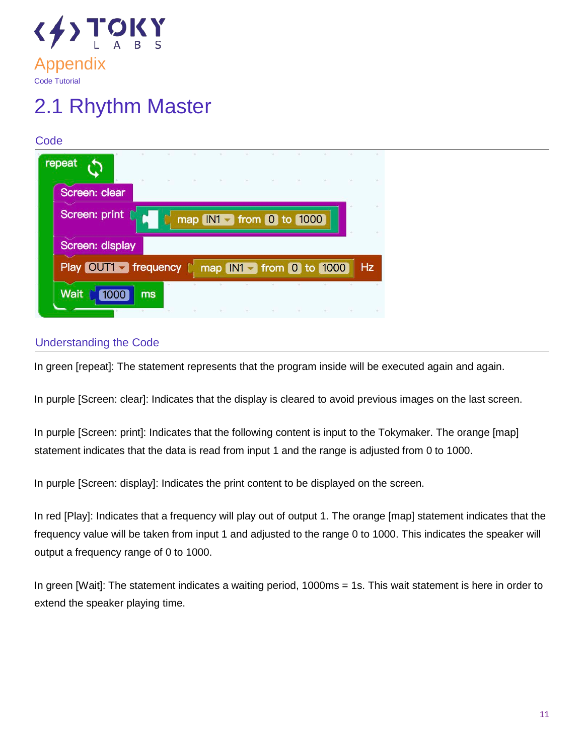# Appendix

Code Tutorial

## 2.1 Rhythm Master

### Code

```
repeat
    Screen: clear
    Screen: print [ map IN1 from 0 to 1000 ]
    Screen: display
    Play OUT1 frequency ( map IN1 from 0 to 1000 ) Hz
    Wait 1000 ms
```

### Understanding the Code

In green [repeat]: The statement represents that the program inside will be executed again and again.

In purple [Screen: clear]: Indicates that the display is cleared to avoid previous images on the last screen.

In purple [Screen: print]: Indicates that the following content is input to the Tokymaker. The orange [map] statement indicates that the data is read from input 1 and the range is adjusted from 0 to 1000.

In purple [Screen: display]: Indicates the print content to be displayed on the screen.

In red [Play]: Indicates that a frequency will play out of output 1. The orange [map] statement indicates that the frequency value will be taken from input 1 and adjusted to the range 0 to 1000. This indicates the speaker will output a frequency range of 0 to 1000.

In green [Wait]: The statement indicates a waiting period, 1000ms = 1s. This wait statement is here in order to extend the speaker playing time.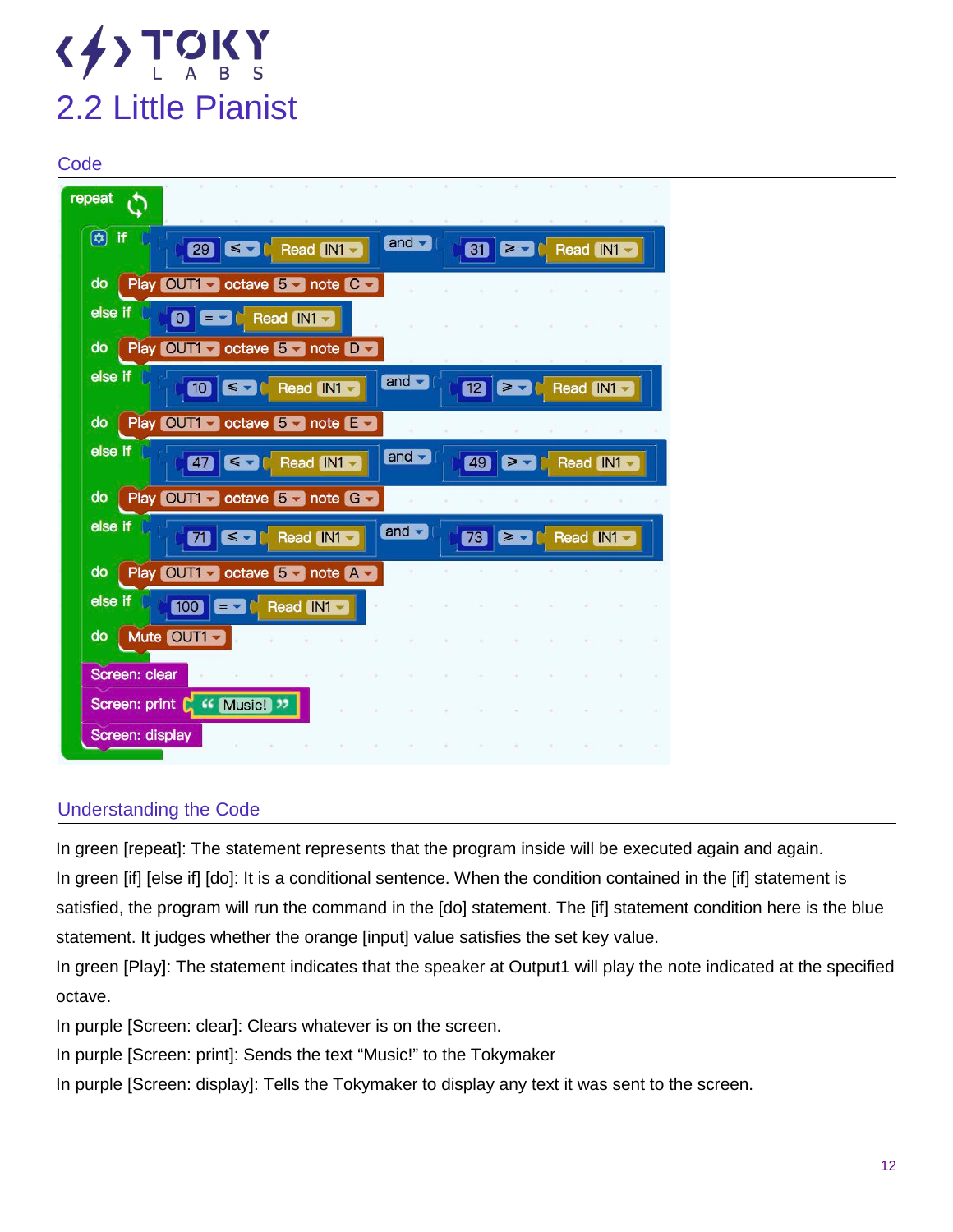# 2.2 Little Pianist

## Code

```
repeat
  if (29 ≤ Read IN1) and (31 ≥ Read IN1)
  do Play OUT1 octave 5 note C
  else if (0 = Read IN1)
  do Play OUT1 octave 5 note D
  else if (10 ≤ Read IN1) and (12 ≥ Read IN1)
  do Play OUT1 octave 5 note E
  else if (47 ≤ Read IN1) and (49 ≥ Read IN1)
  do Play OUT1 octave 5 note G
  else if (71 ≤ Read IN1) and (73 ≥ Read IN1)
  do Play OUT1 octave 5 note A
  else if (100 = Read IN1)
  do Mute OUT1
  Screen: clear
  Screen: print "Music!"
  Screen: display
```

## Understanding the Code

In green [repeat]: The statement represents that the program inside will be executed again and again.

In green [if] [else if] [do]: It is a conditional sentence. When the condition contained in the [if] statement is satisfied, the program will run the command in the [do] statement. The [if] statement condition here is the blue statement. It judges whether the orange [input] value satisfies the set key value.

In green [Play]: The statement indicates that the speaker at Output1 will play the note indicated at the specified octave.

In purple [Screen: clear]: Clears whatever is on the screen.

In purple [Screen: print]: Sends the text “Music!” to the Tokymaker

In purple [Screen: display]: Tells the Tokymaker to display any text it was sent to the screen.